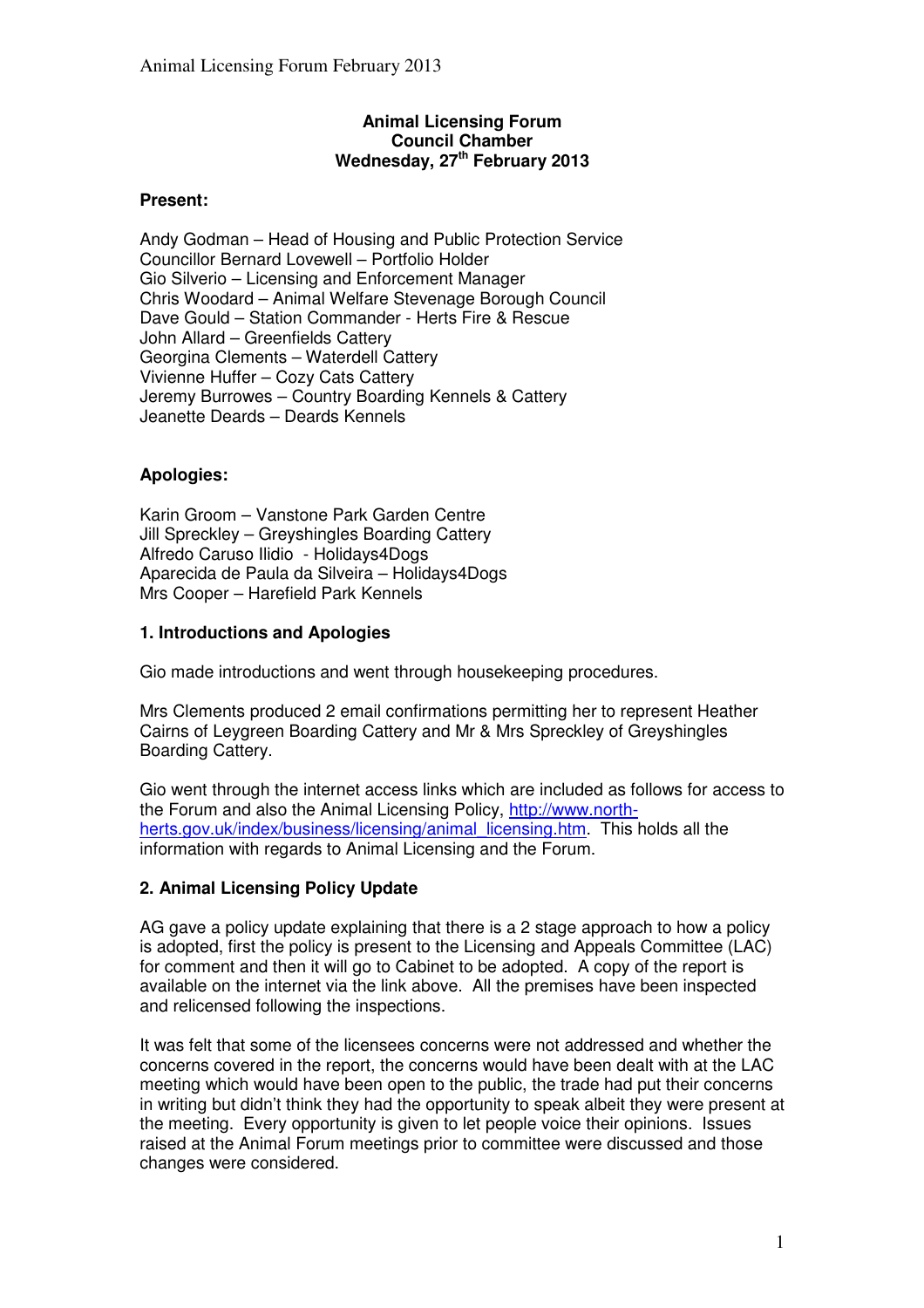**Animal Licensing Forum**
**Council Chamber**
**Wednesday, 27th February 2013**

**Present:**

Andy Godman – Head of Housing and Public Protection Service
Councillor Bernard Lovewell – Portfolio Holder
Gio Silverio – Licensing and Enforcement Manager
Chris Woodard – Animal Welfare Stevenage Borough Council
Dave Gould – Station Commander - Herts Fire & Rescue
John Allard – Greenfields Cattery
Georgina Clements – Waterdell Cattery
Vivienne Huffer – Cozy Cats Cattery
Jeremy Burrowes – Country Boarding Kennels & Cattery
Jeanette Deards – Deards Kennels

**Apologies:**

Karin Groom – Vanstone Park Garden Centre
Jill Spreckley – Greyshingles Boarding Cattery
Alfredo Caruso Ilidio - Holidays4Dogs
Aparecida de Paula da Silveira – Holidays4Dogs
Mrs Cooper – Harefield Park Kennels

## 1. Introductions and Apologies

Gio made introductions and went through housekeeping procedures.

Mrs Clements produced 2 email confirmations permitting her to represent Heather Cairns of Leygreen Boarding Cattery and Mr & Mrs Spreckley of Greyshingles Boarding Cattery.

Gio went through the internet access links which are included as follows for access to the Forum and also the Animal Licensing Policy, http://www.north-herts.gov.uk/index/business/licensing/animal_licensing.htm. This holds all the information with regards to Animal Licensing and the Forum.

## 2. Animal Licensing Policy Update

AG gave a policy update explaining that there is a 2 stage approach to how a policy is adopted, first the policy is present to the Licensing and Appeals Committee (LAC) for comment and then it will go to Cabinet to be adopted. A copy of the report is available on the internet via the link above. All the premises have been inspected and relicensed following the inspections.

It was felt that some of the licensees concerns were not addressed and whether the concerns covered in the report, the concerns would have been dealt with at the LAC meeting which would have been open to the public, the trade had put their concerns in writing but didn't think they had the opportunity to speak albeit they were present at the meeting. Every opportunity is given to let people voice their opinions. Issues raised at the Animal Forum meetings prior to committee were discussed and those changes were considered.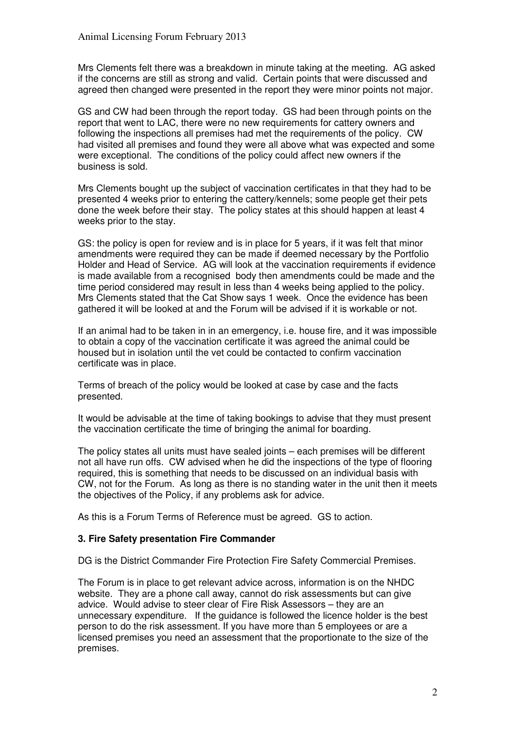Mrs Clements felt there was a breakdown in minute taking at the meeting. AG asked if the concerns are still as strong and valid. Certain points that were discussed and agreed then changed were presented in the report they were minor points not major.

GS and CW had been through the report today. GS had been through points on the report that went to LAC, there were no new requirements for cattery owners and following the inspections all premises had met the requirements of the policy. CW had visited all premises and found they were all above what was expected and some were exceptional. The conditions of the policy could affect new owners if the business is sold.

Mrs Clements bought up the subject of vaccination certificates in that they had to be presented 4 weeks prior to entering the cattery/kennels; some people get their pets done the week before their stay. The policy states at this should happen at least 4 weeks prior to the stay.

GS: the policy is open for review and is in place for 5 years, if it was felt that minor amendments were required they can be made if deemed necessary by the Portfolio Holder and Head of Service. AG will look at the vaccination requirements if evidence is made available from a recognised body then amendments could be made and the time period considered may result in less than 4 weeks being applied to the policy. Mrs Clements stated that the Cat Show says 1 week. Once the evidence has been gathered it will be looked at and the Forum will be advised if it is workable or not.

If an animal had to be taken in in an emergency, i.e. house fire, and it was impossible to obtain a copy of the vaccination certificate it was agreed the animal could be housed but in isolation until the vet could be contacted to confirm vaccination certificate was in place.

Terms of breach of the policy would be looked at case by case and the facts presented.

It would be advisable at the time of taking bookings to advise that they must present the vaccination certificate the time of bringing the animal for boarding.

The policy states all units must have sealed joints – each premises will be different not all have run offs. CW advised when he did the inspections of the type of flooring required, this is something that needs to be discussed on an individual basis with CW, not for the Forum. As long as there is no standing water in the unit then it meets the objectives of the Policy, if any problems ask for advice.

As this is a Forum Terms of Reference must be agreed. GS to action.

### 3. Fire Safety presentation Fire Commander

DG is the District Commander Fire Protection Fire Safety Commercial Premises.

The Forum is in place to get relevant advice across, information is on the NHDC website. They are a phone call away, cannot do risk assessments but can give advice. Would advise to steer clear of Fire Risk Assessors – they are an unnecessary expenditure. If the guidance is followed the licence holder is the best person to do the risk assessment. If you have more than 5 employees or are a licensed premises you need an assessment that the proportionate to the size of the premises.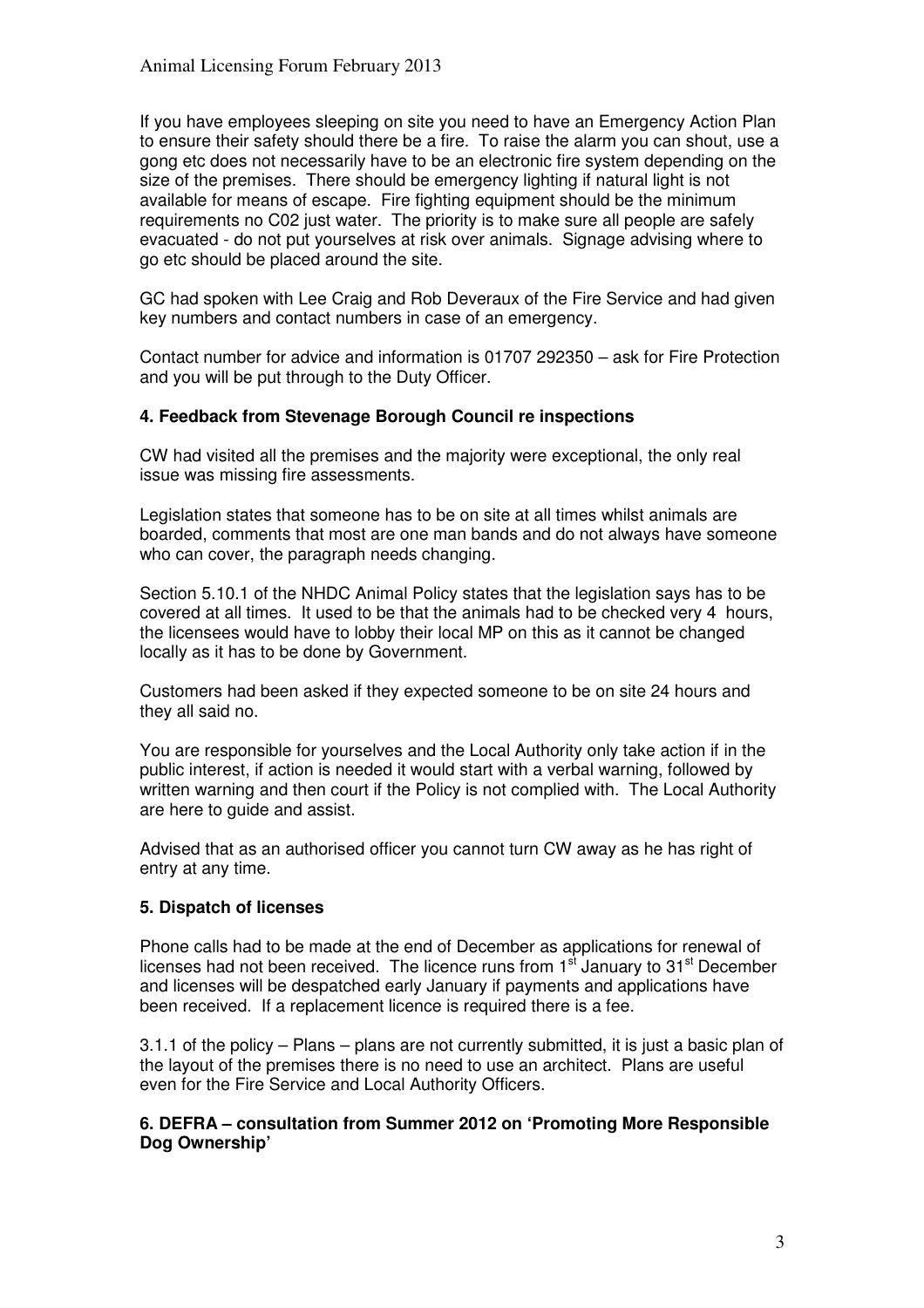If you have employees sleeping on site you need to have an Emergency Action Plan to ensure their safety should there be a fire. To raise the alarm you can shout, use a gong etc does not necessarily have to be an electronic fire system depending on the size of the premises. There should be emergency lighting if natural light is not available for means of escape. Fire fighting equipment should be the minimum requirements no C02 just water. The priority is to make sure all people are safely evacuated - do not put yourselves at risk over animals. Signage advising where to go etc should be placed around the site.

GC had spoken with Lee Craig and Rob Deveraux of the Fire Service and had given key numbers and contact numbers in case of an emergency.

Contact number for advice and information is 01707 292350 – ask for Fire Protection and you will be put through to the Duty Officer.

**4. Feedback from Stevenage Borough Council re inspections**

CW had visited all the premises and the majority were exceptional, the only real issue was missing fire assessments.

Legislation states that someone has to be on site at all times whilst animals are boarded, comments that most are one man bands and do not always have someone who can cover, the paragraph needs changing.

Section 5.10.1 of the NHDC Animal Policy states that the legislation says has to be covered at all times. It used to be that the animals had to be checked very 4 hours, the licensees would have to lobby their local MP on this as it cannot be changed locally as it has to be done by Government.

Customers had been asked if they expected someone to be on site 24 hours and they all said no.

You are responsible for yourselves and the Local Authority only take action if in the public interest, if action is needed it would start with a verbal warning, followed by written warning and then court if the Policy is not complied with. The Local Authority are here to guide and assist.

Advised that as an authorised officer you cannot turn CW away as he has right of entry at any time.

**5. Dispatch of licenses**

Phone calls had to be made at the end of December as applications for renewal of licenses had not been received. The licence runs from 1st January to 31st December and licenses will be despatched early January if payments and applications have been received. If a replacement licence is required there is a fee.

3.1.1 of the policy – Plans – plans are not currently submitted, it is just a basic plan of the layout of the premises there is no need to use an architect. Plans are useful even for the Fire Service and Local Authority Officers.

**6. DEFRA – consultation from Summer 2012 on 'Promoting More Responsible Dog Ownership'**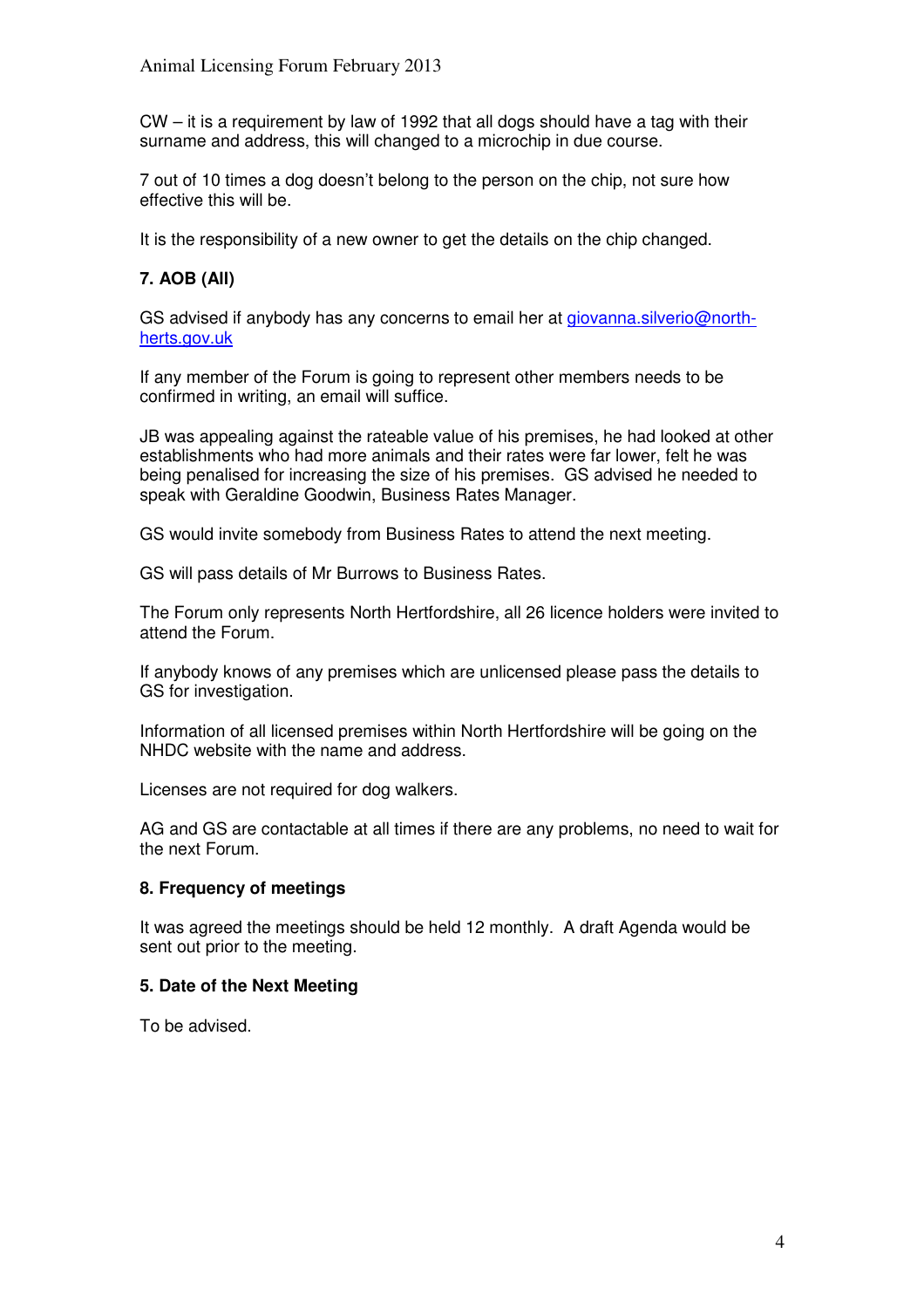CW – it is a requirement by law of 1992 that all dogs should have a tag with their surname and address, this will changed to a microchip in due course.

7 out of 10 times a dog doesn't belong to the person on the chip, not sure how effective this will be.

It is the responsibility of a new owner to get the details on the chip changed.

**7. AOB (All)**

GS advised if anybody has any concerns to email her at giovanna.silverio@north-herts.gov.uk

If any member of the Forum is going to represent other members needs to be confirmed in writing, an email will suffice.

JB was appealing against the rateable value of his premises, he had looked at other establishments who had more animals and their rates were far lower, felt he was being penalised for increasing the size of his premises. GS advised he needed to speak with Geraldine Goodwin, Business Rates Manager.

GS would invite somebody from Business Rates to attend the next meeting.

GS will pass details of Mr Burrows to Business Rates.

The Forum only represents North Hertfordshire, all 26 licence holders were invited to attend the Forum.

If anybody knows of any premises which are unlicensed please pass the details to GS for investigation.

Information of all licensed premises within North Hertfordshire will be going on the NHDC website with the name and address.

Licenses are not required for dog walkers.

AG and GS are contactable at all times if there are any problems, no need to wait for the next Forum.

**8. Frequency of meetings**

It was agreed the meetings should be held 12 monthly. A draft Agenda would be sent out prior to the meeting.

**5. Date of the Next Meeting**

To be advised.